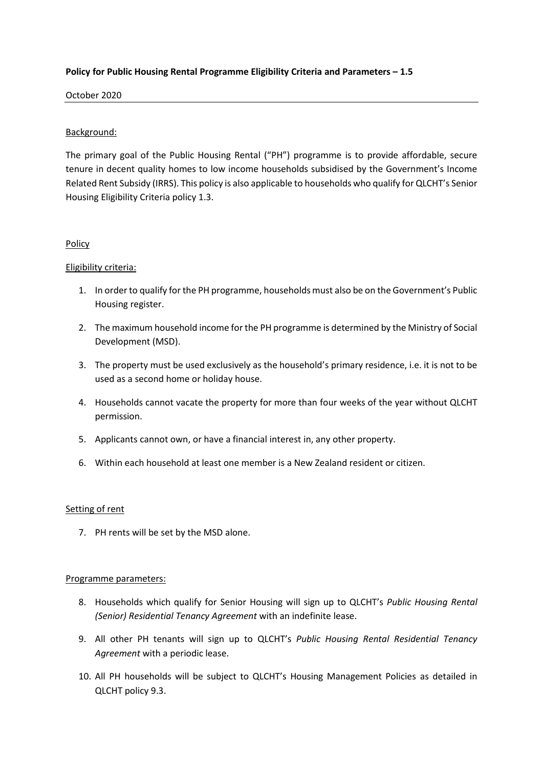**Policy for Public Housing Rental Programme Eligibility Criteria and Parameters – 1.5**

October 2020

---

Background:

The primary goal of the Public Housing Rental ("PH") programme is to provide affordable, secure tenure in decent quality homes to low income households subsidised by the Government's Income Related Rent Subsidy (IRRS). This policy is also applicable to households who qualify for QLCHT's Senior Housing Eligibility Criteria policy 1.3.

Policy

Eligibility criteria:

1. In order to qualify for the PH programme, households must also be on the Government's Public Housing register.
2. The maximum household income for the PH programme is determined by the Ministry of Social Development (MSD).
3. The property must be used exclusively as the household's primary residence, i.e. it is not to be used as a second home or holiday house.
4. Households cannot vacate the property for more than four weeks of the year without QLCHT permission.
5. Applicants cannot own, or have a financial interest in, any other property.
6. Within each household at least one member is a New Zealand resident or citizen.

Setting of rent

7. PH rents will be set by the MSD alone.

Programme parameters:

8. Households which qualify for Senior Housing will sign up to QLCHT's *Public Housing Rental (Senior) Residential Tenancy Agreement* with an indefinite lease.
9. All other PH tenants will sign up to QLCHT's *Public Housing Rental Residential Tenancy Agreement* with a periodic lease.
10. All PH households will be subject to QLCHT's Housing Management Policies as detailed in QLCHT policy 9.3.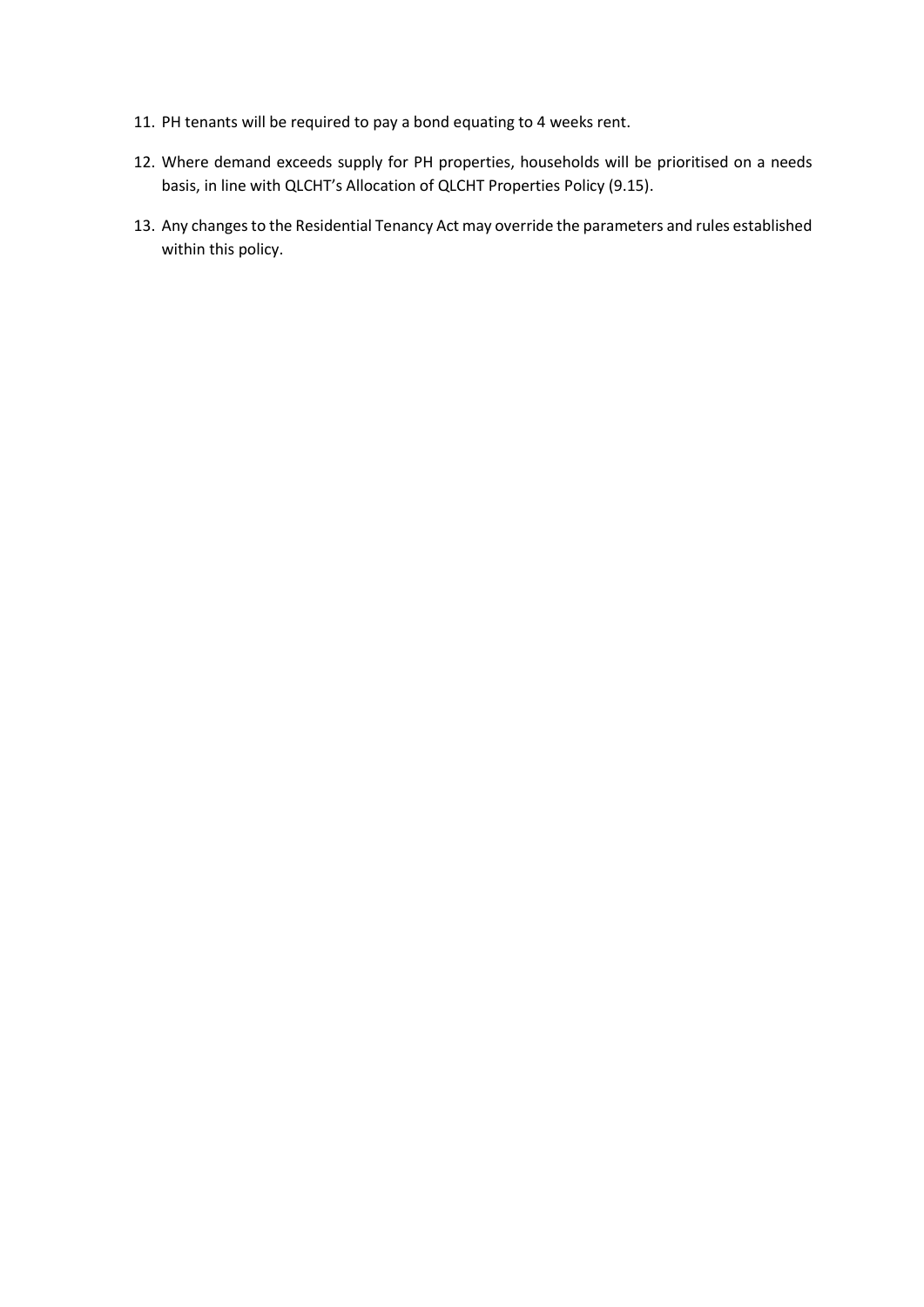11. PH tenants will be required to pay a bond equating to 4 weeks rent.
12. Where demand exceeds supply for PH properties, households will be prioritised on a needs basis, in line with QLCHT's Allocation of QLCHT Properties Policy (9.15).
13. Any changes to the Residential Tenancy Act may override the parameters and rules established within this policy.